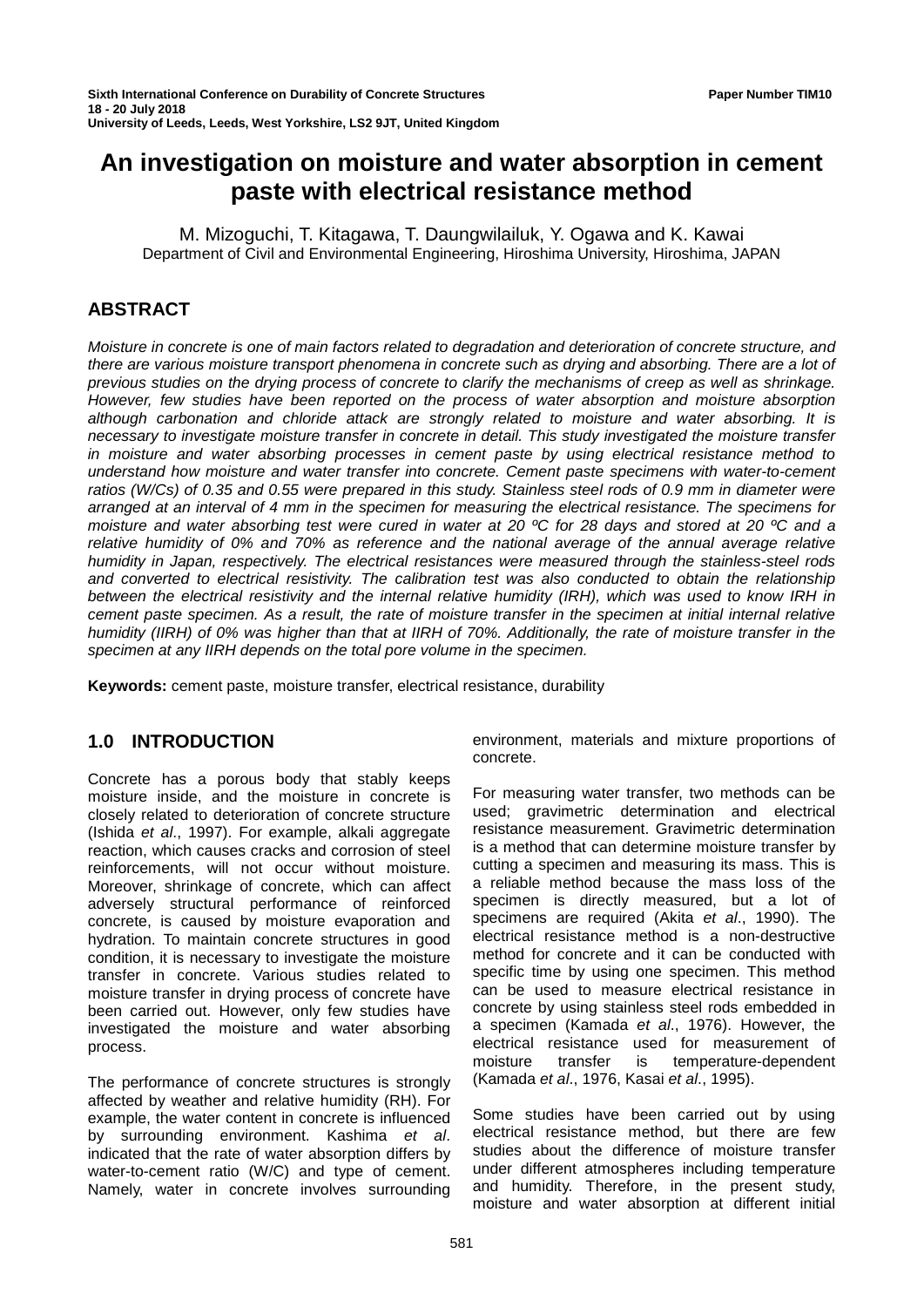# An investigation on moisture and water absorption in cement paste with electrical resistance method

M. Mizoguchi, T. Kitagawa, T. Daungwilailuk, Y. Ogawa and K. Kawai
Department of Civil and Environmental Engineering, Hiroshima University, Hiroshima, JAPAN

## ABSTRACT

*Moisture in concrete is one of main factors related to degradation and deterioration of concrete structure, and there are various moisture transport phenomena in concrete such as drying and absorbing. There are a lot of previous studies on the drying process of concrete to clarify the mechanisms of creep as well as shrinkage. However, few studies have been reported on the process of water absorption and moisture absorption although carbonation and chloride attack are strongly related to moisture and water absorbing. It is necessary to investigate moisture transfer in concrete in detail. This study investigated the moisture transfer in moisture and water absorbing processes in cement paste by using electrical resistance method to understand how moisture and water transfer into concrete. Cement paste specimens with water-to-cement ratios (W/Cs) of 0.35 and 0.55 were prepared in this study. Stainless steel rods of 0.9 mm in diameter were arranged at an interval of 4 mm in the specimen for measuring the electrical resistance. The specimens for moisture and water absorbing test were cured in water at 20 ºC for 28 days and stored at 20 ºC and a relative humidity of 0% and 70% as reference and the national average of the annual average relative humidity in Japan, respectively. The electrical resistances were measured through the stainless-steel rods and converted to electrical resistivity. The calibration test was also conducted to obtain the relationship between the electrical resistivity and the internal relative humidity (IRH), which was used to know IRH in cement paste specimen. As a result, the rate of moisture transfer in the specimen at initial internal relative humidity (IIRH) of 0% was higher than that at IIRH of 70%. Additionally, the rate of moisture transfer in the specimen at any IIRH depends on the total pore volume in the specimen.*

**Keywords:** cement paste, moisture transfer, electrical resistance, durability

## 1.0 INTRODUCTION

Concrete has a porous body that stably keeps moisture inside, and the moisture in concrete is closely related to deterioration of concrete structure (Ishida *et al*., 1997). For example, alkali aggregate reaction, which causes cracks and corrosion of steel reinforcements, will not occur without moisture. Moreover, shrinkage of concrete, which can affect adversely structural performance of reinforced concrete, is caused by moisture evaporation and hydration. To maintain concrete structures in good condition, it is necessary to investigate the moisture transfer in concrete. Various studies related to moisture transfer in drying process of concrete have been carried out. However, only few studies have investigated the moisture and water absorbing process.

The performance of concrete structures is strongly affected by weather and relative humidity (RH). For example, the water content in concrete is influenced by surrounding environment. Kashima *et al*. indicated that the rate of water absorption differs by water-to-cement ratio (W/C) and type of cement. Namely, water in concrete involves surrounding environment, materials and mixture proportions of concrete.

For measuring water transfer, two methods can be used; gravimetric determination and electrical resistance measurement. Gravimetric determination is a method that can determine moisture transfer by cutting a specimen and measuring its mass. This is a reliable method because the mass loss of the specimen is directly measured, but a lot of specimens are required (Akita *et al*., 1990). The electrical resistance method is a non-destructive method for concrete and it can be conducted with specific time by using one specimen. This method can be used to measure electrical resistance in concrete by using stainless steel rods embedded in a specimen (Kamada *et al*., 1976). However, the electrical resistance used for measurement of moisture transfer is temperature-dependent (Kamada *et al*., 1976, Kasai *et al*., 1995).

Some studies have been carried out by using electrical resistance method, but there are few studies about the difference of moisture transfer under different atmospheres including temperature and humidity. Therefore, in the present study, moisture and water absorption at different initial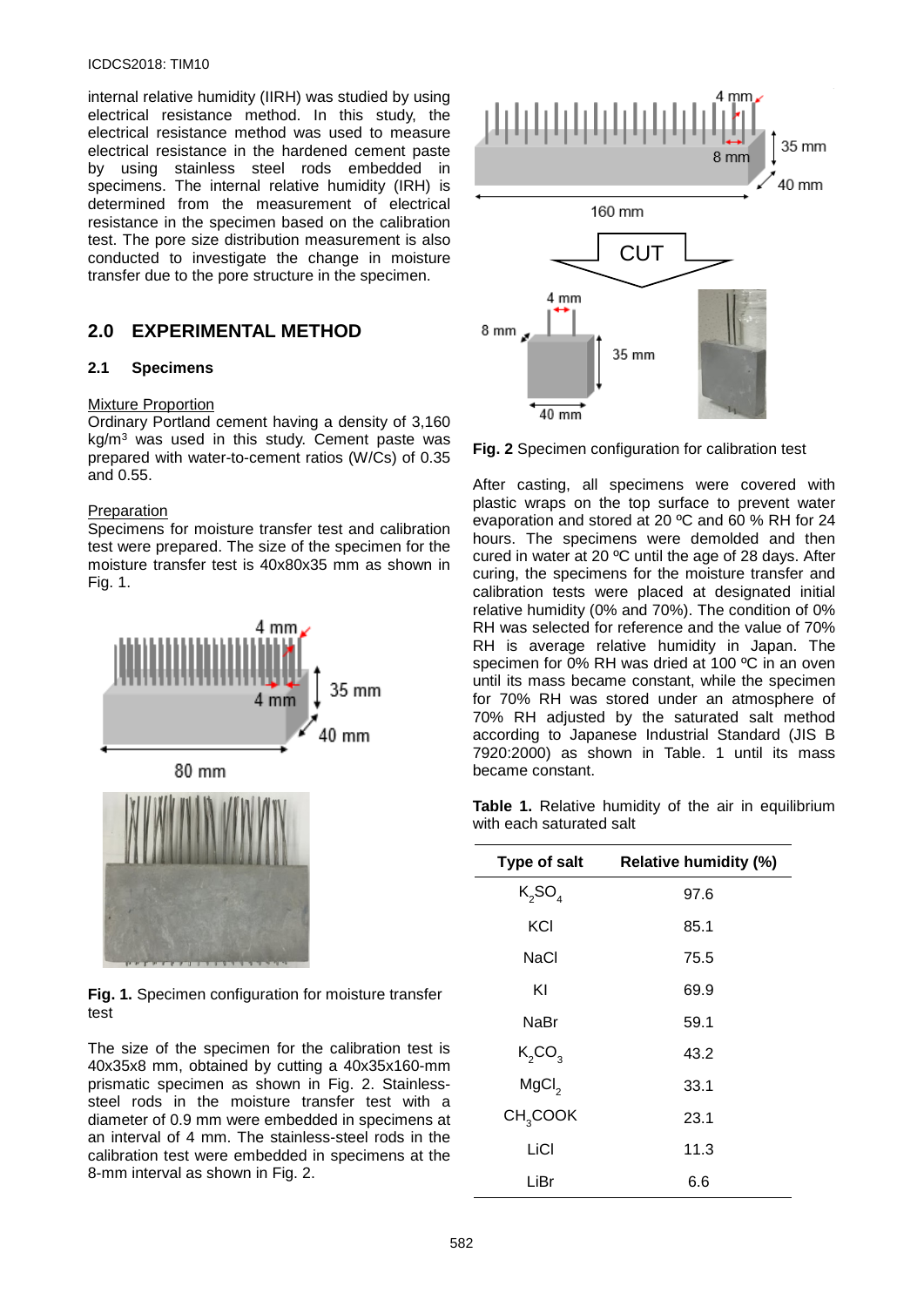internal relative humidity (IIRH) was studied by using electrical resistance method. In this study, the electrical resistance method was used to measure electrical resistance in the hardened cement paste by using stainless steel rods embedded in specimens. The internal relative humidity (IRH) is determined from the measurement of electrical resistance in the specimen based on the calibration test. The pore size distribution measurement is also conducted to investigate the change in moisture transfer due to the pore structure in the specimen.

## 2.0 EXPERIMENTAL METHOD

### 2.1 Specimens

Mixture Proportion

Ordinary Portland cement having a density of 3,160 kg/m$^3$ was used in this study. Cement paste was prepared with water-to-cement ratios (W/Cs) of 0.35 and 0.55.

Preparation

Specimens for moisture transfer test and calibration test were prepared. The size of the specimen for the moisture transfer test is 40x80x35 mm as shown in Fig. 1.

**Fig. 1.** Specimen configuration for moisture transfer test

The size of the specimen for the calibration test is 40x35x8 mm, obtained by cutting a 40x35x160-mm prismatic specimen as shown in Fig. 2. Stainless-steel rods in the moisture transfer test with a diameter of 0.9 mm were embedded in specimens at an interval of 4 mm. The stainless-steel rods in the calibration test were embedded in specimens at the 8-mm interval as shown in Fig. 2.

**Fig. 2** Specimen configuration for calibration test

After casting, all specimens were covered with plastic wraps on the top surface to prevent water evaporation and stored at 20 ºC and 60 % RH for 24 hours. The specimens were demolded and then cured in water at 20 ºC until the age of 28 days. After curing, the specimens for the moisture transfer and calibration tests were placed at designated initial relative humidity (0% and 70%). The condition of 0% RH was selected for reference and the value of 70% RH is average relative humidity in Japan. The specimen for 0% RH was dried at 100 ºC in an oven until its mass became constant, while the specimen for 70% RH was stored under an atmosphere of 70% RH adjusted by the saturated salt method according to Japanese Industrial Standard (JIS B 7920:2000) as shown in Table. 1 until its mass became constant.

**Table 1.** Relative humidity of the air in equilibrium with each saturated salt

| Type of salt | Relative humidity (%) |
|---|---|
| $K_2SO_4$ | 97.6 |
| KCl | 85.1 |
| NaCl | 75.5 |
| KI | 69.9 |
| NaBr | 59.1 |
| $K_2CO_3$ | 43.2 |
| $MgCl_2$ | 33.1 |
| $CH_3COOK$ | 23.1 |
| LiCl | 11.3 |
| LiBr | 6.6 |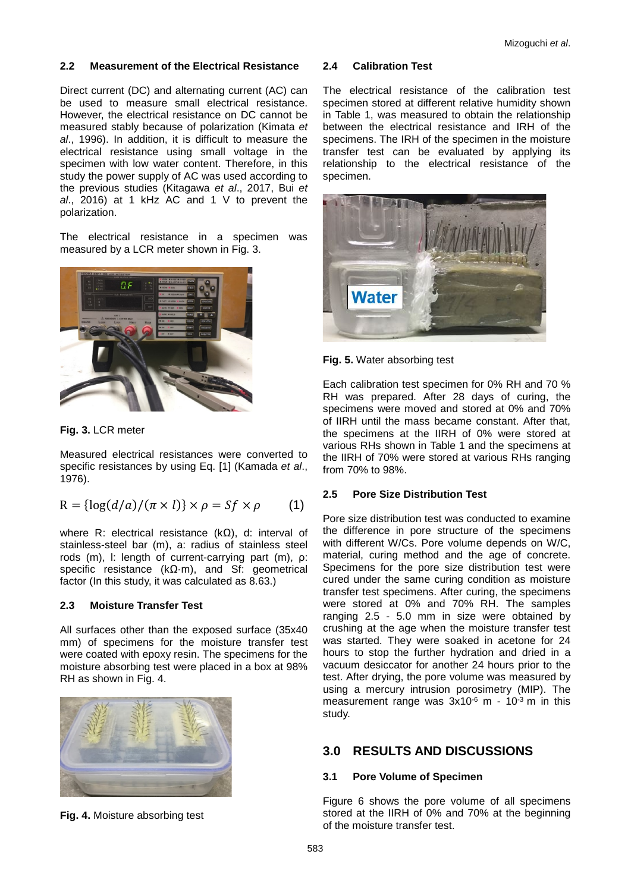### 2.2 Measurement of the Electrical Resistance

Direct current (DC) and alternating current (AC) can be used to measure small electrical resistance. However, the electrical resistance on DC cannot be measured stably because of polarization (Kimata *et al*., 1996). In addition, it is difficult to measure the electrical resistance using small voltage in the specimen with low water content. Therefore, in this study the power supply of AC was used according to the previous studies (Kitagawa *et al*., 2017, Bui *et al*., 2016) at 1 kHz AC and 1 V to prevent the polarization.

The electrical resistance in a specimen was measured by a LCR meter shown in Fig. 3.

**Fig. 3.** LCR meter

Measured electrical resistances were converted to specific resistances by using Eq. [1] (Kamada *et al*., 1976).

$$R = \{\log(d/a)/(\pi \times l)\} \times \rho = Sf \times \rho \qquad (1)$$

where R: electrical resistance (kΩ), d: interval of stainless-steel bar (m), a: radius of stainless steel rods (m), l: length of current-carrying part (m), ρ: specific resistance (kΩ·m), and Sf: geometrical factor (In this study, it was calculated as 8.63.)

### 2.3 Moisture Transfer Test

All surfaces other than the exposed surface (35x40 mm) of specimens for the moisture transfer test were coated with epoxy resin. The specimens for the moisture absorbing test were placed in a box at 98% RH as shown in Fig. 4.

**Fig. 4.** Moisture absorbing test

### 2.4 Calibration Test

The electrical resistance of the calibration test specimen stored at different relative humidity shown in Table 1, was measured to obtain the relationship between the electrical resistance and IRH of the specimens. The IRH of the specimen in the moisture transfer test can be evaluated by applying its relationship to the electrical resistance of the specimen.

**Fig. 5.** Water absorbing test

Each calibration test specimen for 0% RH and 70 % RH was prepared. After 28 days of curing, the specimens were moved and stored at 0% and 70% of IIRH until the mass became constant. After that, the specimens at the IIRH of 0% were stored at various RHs shown in Table 1 and the specimens at the IIRH of 70% were stored at various RHs ranging from 70% to 98%.

### 2.5 Pore Size Distribution Test

Pore size distribution test was conducted to examine the difference in pore structure of the specimens with different W/Cs. Pore volume depends on W/C, material, curing method and the age of concrete. Specimens for the pore size distribution test were cured under the same curing condition as moisture transfer test specimens. After curing, the specimens were stored at 0% and 70% RH. The samples ranging 2.5 - 5.0 mm in size were obtained by crushing at the age when the moisture transfer test was started. They were soaked in acetone for 24 hours to stop the further hydration and dried in a vacuum desiccator for another 24 hours prior to the test. After drying, the pore volume was measured by using a mercury intrusion porosimetry (MIP). The measurement range was $3\times10^{-6}$ m - $10^{-3}$ m in this study.

## 3.0 RESULTS AND DISCUSSIONS

### 3.1 Pore Volume of Specimen

Figure 6 shows the pore volume of all specimens stored at the IIRH of 0% and 70% at the beginning of the moisture transfer test.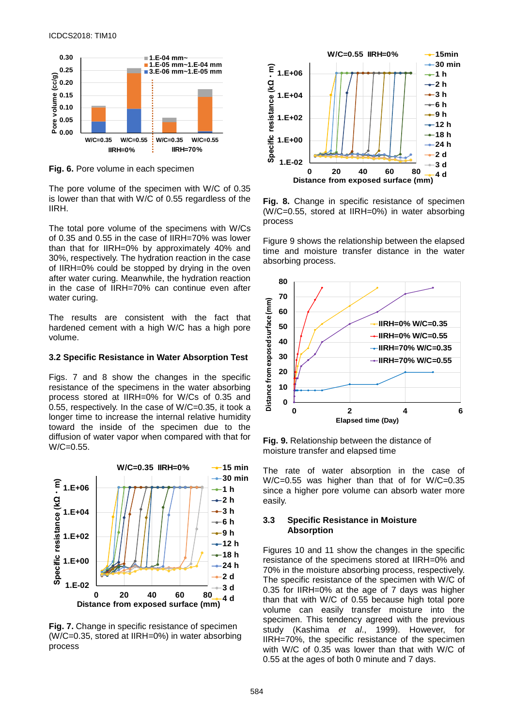**Fig. 6.** Pore volume in each specimen

The pore volume of the specimen with W/C of 0.35 is lower than that with W/C of 0.55 regardless of the IIRH.

The total pore volume of the specimens with W/Cs of 0.35 and 0.55 in the case of IIRH=70% was lower than that for IIRH=0% by approximately 40% and 30%, respectively. The hydration reaction in the case of IIRH=0% could be stopped by drying in the oven after water curing. Meanwhile, the hydration reaction in the case of IIRH=70% can continue even after water curing.

The results are consistent with the fact that hardened cement with a high W/C has a high pore volume.

### 3.2 Specific Resistance in Water Absorption Test

Figs. 7 and 8 show the changes in the specific resistance of the specimens in the water absorbing process stored at IIRH=0% for W/Cs of 0.35 and 0.55, respectively. In the case of W/C=0.35, it took a longer time to increase the internal relative humidity toward the inside of the specimen due to the diffusion of water vapor when compared with that for W/C=0.55.

**Fig. 7.** Change in specific resistance of specimen (W/C=0.35, stored at IIRH=0%) in water absorbing process

**Fig. 8.** Change in specific resistance of specimen (W/C=0.55, stored at IIRH=0%) in water absorbing process

Figure 9 shows the relationship between the elapsed time and moisture transfer distance in the water absorbing process.

**Fig. 9.** Relationship between the distance of moisture transfer and elapsed time

The rate of water absorption in the case of W/C=0.55 was higher than that of for W/C=0.35 since a higher pore volume can absorb water more easily.

### 3.3 Specific Resistance in Moisture Absorption

Figures 10 and 11 show the changes in the specific resistance of the specimens stored at IIRH=0% and 70% in the moisture absorbing process, respectively. The specific resistance of the specimen with W/C of 0.35 for IIRH=0% at the age of 7 days was higher than that with W/C of 0.55 because high total pore volume can easily transfer moisture into the specimen. This tendency agreed with the previous study (Kashima *et al.*, 1999). However, for IIRH=70%, the specific resistance of the specimen with W/C of 0.35 was lower than that with W/C of 0.55 at the ages of both 0 minute and 7 days.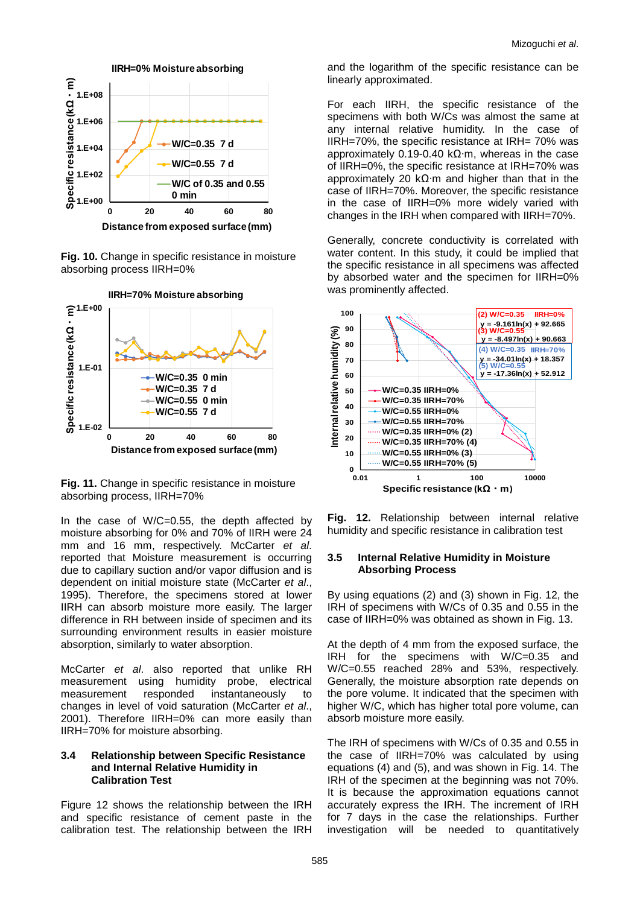**Fig. 10.** Change in specific resistance in moisture absorbing process IIRH=0%

**Fig. 11.** Change in specific resistance in moisture absorbing process, IIRH=70%

In the case of W/C=0.55, the depth affected by moisture absorbing for 0% and 70% of IIRH were 24 mm and 16 mm, respectively. McCarter *et al.* reported that Moisture measurement is occurring due to capillary suction and/or vapor diffusion and is dependent on initial moisture state (McCarter *et al.*, 1995). Therefore, the specimens stored at lower IIRH can absorb moisture more easily. The larger difference in RH between inside of specimen and its surrounding environment results in easier moisture absorption, similarly to water absorption.

McCarter *et al.* also reported that unlike RH measurement using humidity probe, electrical measurement responded instantaneously to changes in level of void saturation (McCarter *et al.*, 2001). Therefore IIRH=0% can more easily than IIRH=70% for moisture absorbing.

### 3.4 Relationship between Specific Resistance and Internal Relative Humidity in Calibration Test

Figure 12 shows the relationship between the IRH and specific resistance of cement paste in the calibration test. The relationship between the IRH and the logarithm of the specific resistance can be linearly approximated.

For each IIRH, the specific resistance of the specimens with both W/Cs was almost the same at any internal relative humidity. In the case of IIRH=70%, the specific resistance at IRH= 70% was approximately 0.19-0.40 kΩ·m, whereas in the case of IIRH=0%, the specific resistance at IRH=70% was approximately 20 kΩ·m and higher than that in the case of IIRH=70%. Moreover, the specific resistance in the case of IIRH=0% more widely varied with changes in the IRH when compared with IIRH=70%.

Generally, concrete conductivity is correlated with water content. In this study, it could be implied that the specific resistance in all specimens was affected by absorbed water and the specimen for IIRH=0% was prominently affected.

**Fig. 12.** Relationship between internal relative humidity and specific resistance in calibration test

### 3.5 Internal Relative Humidity in Moisture Absorbing Process

By using equations (2) and (3) shown in Fig. 12, the IRH of specimens with W/Cs of 0.35 and 0.55 in the case of IIRH=0% was obtained as shown in Fig. 13.

At the depth of 4 mm from the exposed surface, the IRH for the specimens with W/C=0.35 and W/C=0.55 reached 28% and 53%, respectively. Generally, the moisture absorption rate depends on the pore volume. It indicated that the specimen with higher W/C, which has higher total pore volume, can absorb moisture more easily.

The IRH of specimens with W/Cs of 0.35 and 0.55 in the case of IIRH=70% was calculated by using equations (4) and (5), and was shown in Fig. 14. The IRH of the specimen at the beginning was not 70%. It is because the approximation equations cannot accurately express the IRH. The increment of IRH for 7 days in the case the relationships. Further investigation will be needed to quantitatively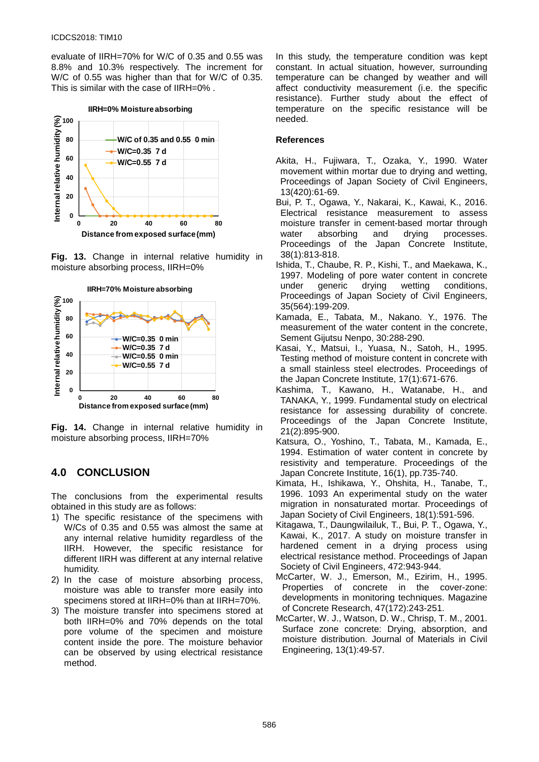evaluate of IIRH=70% for W/C of 0.35 and 0.55 was 8.8% and 10.3% respectively. The increment for W/C of 0.55 was higher than that for W/C of 0.35. This is similar with the case of IIRH=0% .

IIRH=0% Moisture absorbing

Internal relative humidity (%)

100
80
60
40
20
0

0
20
40
60
80

Distance from exposed surface (mm)

W/C of 0.35 and 0.55 0 min
W/C=0.35 7 d
W/C=0.55 7 d

**Fig. 13.** Change in internal relative humidity in moisture absorbing process, IIRH=0%

IIRH=70% Moisture absorbing

Internal relative humidity (%)

100
80
60
40
20
0

0
20
40
60
80

Distance from exposed surface (mm)

W/C=0.35 0 min
W/C=0.35 7 d
W/C=0.55 0 min
W/C=0.55 7 d

**Fig. 14.** Change in internal relative humidity in moisture absorbing process, IIRH=70%

## 4.0 CONCLUSION

The conclusions from the experimental results obtained in this study are as follows:

1) The specific resistance of the specimens with W/Cs of 0.35 and 0.55 was almost the same at any internal relative humidity regardless of the IIRH. However, the specific resistance for different IIRH was different at any internal relative humidity.
2) In the case of moisture absorbing process, moisture was able to transfer more easily into specimens stored at IIRH=0% than at IIRH=70%.
3) The moisture transfer into specimens stored at both IIRH=0% and 70% depends on the total pore volume of the specimen and moisture content inside the pore. The moisture behavior can be observed by using electrical resistance method.

In this study, the temperature condition was kept constant. In actual situation, however, surrounding temperature can be changed by weather and will affect conductivity measurement (i.e. the specific resistance). Further study about the effect of temperature on the specific resistance will be needed.

### References

Akita, H., Fujiwara, T., Ozaka, Y., 1990. Water movement within mortar due to drying and wetting, Proceedings of Japan Society of Civil Engineers, 13(420):61-69.

Bui, P. T., Ogawa, Y., Nakarai, K., Kawai, K., 2016. Electrical resistance measurement to assess moisture transfer in cement-based mortar through water absorbing and drying processes. Proceedings of the Japan Concrete Institute, 38(1):813-818.

Ishida, T., Chaube, R. P., Kishi, T., and Maekawa, K., 1997. Modeling of pore water content in concrete under generic drying wetting conditions, Proceedings of Japan Society of Civil Engineers, 35(564):199-209.

Kamada, E., Tabata, M., Nakano. Y., 1976. The measurement of the water content in the concrete, Sement Gijutsu Nenpo, 30:288-290.

Kasai, Y., Matsui, I., Yuasa, N., Satoh, H., 1995. Testing method of moisture content in concrete with a small stainless steel electrodes. Proceedings of the Japan Concrete Institute, 17(1):671-676.

Kashima, T., Kawano, H., Watanabe, H., and TANAKA, Y., 1999. Fundamental study on electrical resistance for assessing durability of concrete. Proceedings of the Japan Concrete Institute, 21(2):895-900.

Katsura, O., Yoshino, T., Tabata, M., Kamada, E., 1994. Estimation of water content in concrete by resistivity and temperature. Proceedings of the Japan Concrete Institute, 16(1), pp.735-740.

Kimata, H., Ishikawa, Y., Ohshita, H., Tanabe, T., 1996. 1093 An experimental study on the water migration in nonsaturated mortar. Proceedings of Japan Society of Civil Engineers, 18(1):591-596.

Kitagawa, T., Daungwilailuk, T., Bui, P. T., Ogawa, Y., Kawai, K., 2017. A study on moisture transfer in hardened cement in a drying process using electrical resistance method. Proceedings of Japan Society of Civil Engineers, 472:943-944.

McCarter, W. J., Emerson, M., Ezirim, H., 1995. Properties of concrete in the cover-zone: developments in monitoring techniques. Magazine of Concrete Research, 47(172):243-251.

McCarter, W. J., Watson, D. W., Chrisp, T. M., 2001. Surface zone concrete: Drying, absorption, and moisture distribution. Journal of Materials in Civil Engineering, 13(1):49-57.